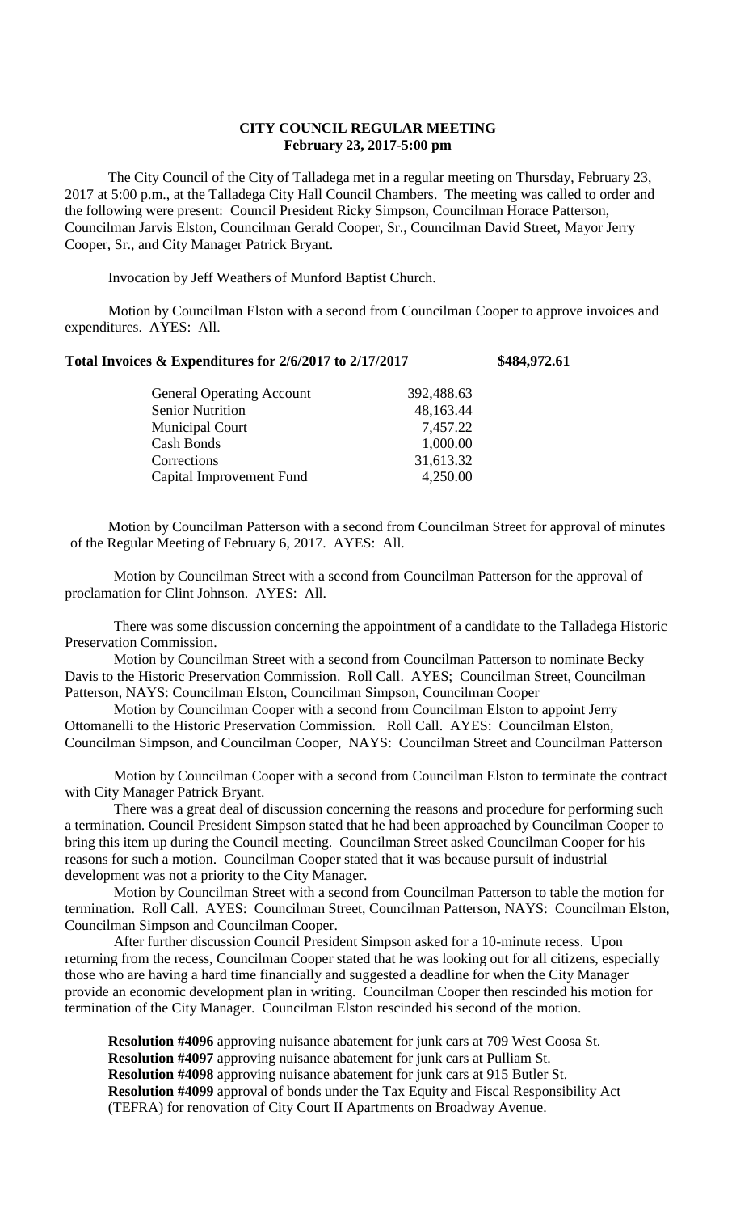# CITY COUNCIL REGULAR MEETING
## February 23, 2017-5:00 pm

The City Council of the City of Talladega met in a regular meeting on Thursday, February 23, 2017 at 5:00 p.m., at the Talladega City Hall Council Chambers. The meeting was called to order and the following were present: Council President Ricky Simpson, Councilman Horace Patterson, Councilman Jarvis Elston, Councilman Gerald Cooper, Sr., Councilman David Street, Mayor Jerry Cooper, Sr., and City Manager Patrick Bryant.

Invocation by Jeff Weathers of Munford Baptist Church.

Motion by Councilman Elston with a second from Councilman Cooper to approve invoices and expenditures. AYES: All.

**Total Invoices & Expenditures for 2/6/2017 to 2/17/2017 $484,972.61**

| | |
|---|---|
| General Operating Account | 392,488.63 |
| Senior Nutrition | 48,163.44 |
| Municipal Court | 7,457.22 |
| Cash Bonds | 1,000.00 |
| Corrections | 31,613.32 |
| Capital Improvement Fund | 4,250.00 |

Motion by Councilman Patterson with a second from Councilman Street for approval of minutes of the Regular Meeting of February 6, 2017. AYES: All.

Motion by Councilman Street with a second from Councilman Patterson for the approval of proclamation for Clint Johnson. AYES: All.

There was some discussion concerning the appointment of a candidate to the Talladega Historic Preservation Commission.

Motion by Councilman Street with a second from Councilman Patterson to nominate Becky Davis to the Historic Preservation Commission. Roll Call. AYES; Councilman Street, Councilman Patterson, NAYS: Councilman Elston, Councilman Simpson, Councilman Cooper

Motion by Councilman Cooper with a second from Councilman Elston to appoint Jerry Ottomanelli to the Historic Preservation Commission. Roll Call. AYES: Councilman Elston, Councilman Simpson, and Councilman Cooper, NAYS: Councilman Street and Councilman Patterson

Motion by Councilman Cooper with a second from Councilman Elston to terminate the contract with City Manager Patrick Bryant.

There was a great deal of discussion concerning the reasons and procedure for performing such a termination. Council President Simpson stated that he had been approached by Councilman Cooper to bring this item up during the Council meeting. Councilman Street asked Councilman Cooper for his reasons for such a motion. Councilman Cooper stated that it was because pursuit of industrial development was not a priority to the City Manager.

Motion by Councilman Street with a second from Councilman Patterson to table the motion for termination. Roll Call. AYES: Councilman Street, Councilman Patterson, NAYS: Councilman Elston, Councilman Simpson and Councilman Cooper.

After further discussion Council President Simpson asked for a 10-minute recess. Upon returning from the recess, Councilman Cooper stated that he was looking out for all citizens, especially those who are having a hard time financially and suggested a deadline for when the City Manager provide an economic development plan in writing. Councilman Cooper then rescinded his motion for termination of the City Manager. Councilman Elston rescinded his second of the motion.

**Resolution #4096** approving nuisance abatement for junk cars at 709 West Coosa St.
**Resolution #4097** approving nuisance abatement for junk cars at Pulliam St.
**Resolution #4098** approving nuisance abatement for junk cars at 915 Butler St.
**Resolution #4099** approval of bonds under the Tax Equity and Fiscal Responsibility Act (TEFRA) for renovation of City Court II Apartments on Broadway Avenue.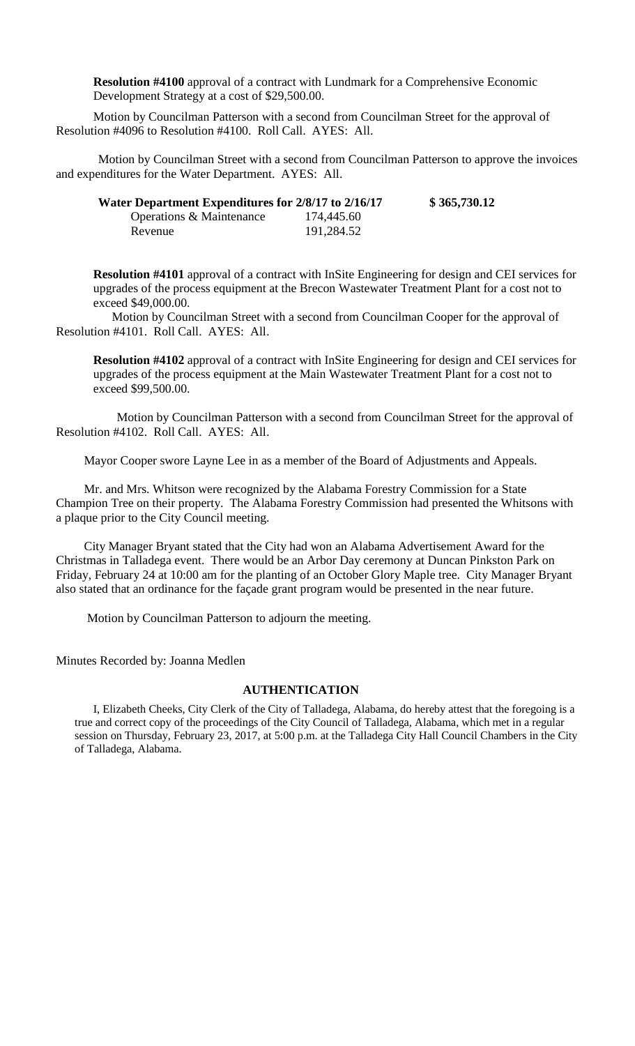**Resolution #4100** approval of a contract with Lundmark for a Comprehensive Economic Development Strategy at a cost of $29,500.00.

Motion by Councilman Patterson with a second from Councilman Street for the approval of Resolution #4096 to Resolution #4100. Roll Call. AYES: All.

Motion by Councilman Street with a second from Councilman Patterson to approve the invoices and expenditures for the Water Department. AYES: All.

| | | |
|---|---|---|
| **Water Department Expenditures for 2/8/17 to 2/16/17** | | **$ 365,730.12** |
| Operations & Maintenance | 174,445.60 | |
| Revenue | 191,284.52 | |

**Resolution #4101** approval of a contract with InSite Engineering for design and CEI services for upgrades of the process equipment at the Brecon Wastewater Treatment Plant for a cost not to exceed $49,000.00.

Motion by Councilman Street with a second from Councilman Cooper for the approval of Resolution #4101. Roll Call. AYES: All.

**Resolution #4102** approval of a contract with InSite Engineering for design and CEI services for upgrades of the process equipment at the Main Wastewater Treatment Plant for a cost not to exceed $99,500.00.

Motion by Councilman Patterson with a second from Councilman Street for the approval of Resolution #4102. Roll Call. AYES: All.

Mayor Cooper swore Layne Lee in as a member of the Board of Adjustments and Appeals.

Mr. and Mrs. Whitson were recognized by the Alabama Forestry Commission for a State Champion Tree on their property. The Alabama Forestry Commission had presented the Whitsons with a plaque prior to the City Council meeting.

City Manager Bryant stated that the City had won an Alabama Advertisement Award for the Christmas in Talladega event. There would be an Arbor Day ceremony at Duncan Pinkston Park on Friday, February 24 at 10:00 am for the planting of an October Glory Maple tree. City Manager Bryant also stated that an ordinance for the façade grant program would be presented in the near future.

Motion by Councilman Patterson to adjourn the meeting.

Minutes Recorded by: Joanna Medlen

## AUTHENTICATION

I, Elizabeth Cheeks, City Clerk of the City of Talladega, Alabama, do hereby attest that the foregoing is a true and correct copy of the proceedings of the City Council of Talladega, Alabama, which met in a regular session on Thursday, February 23, 2017, at 5:00 p.m. at the Talladega City Hall Council Chambers in the City of Talladega, Alabama.